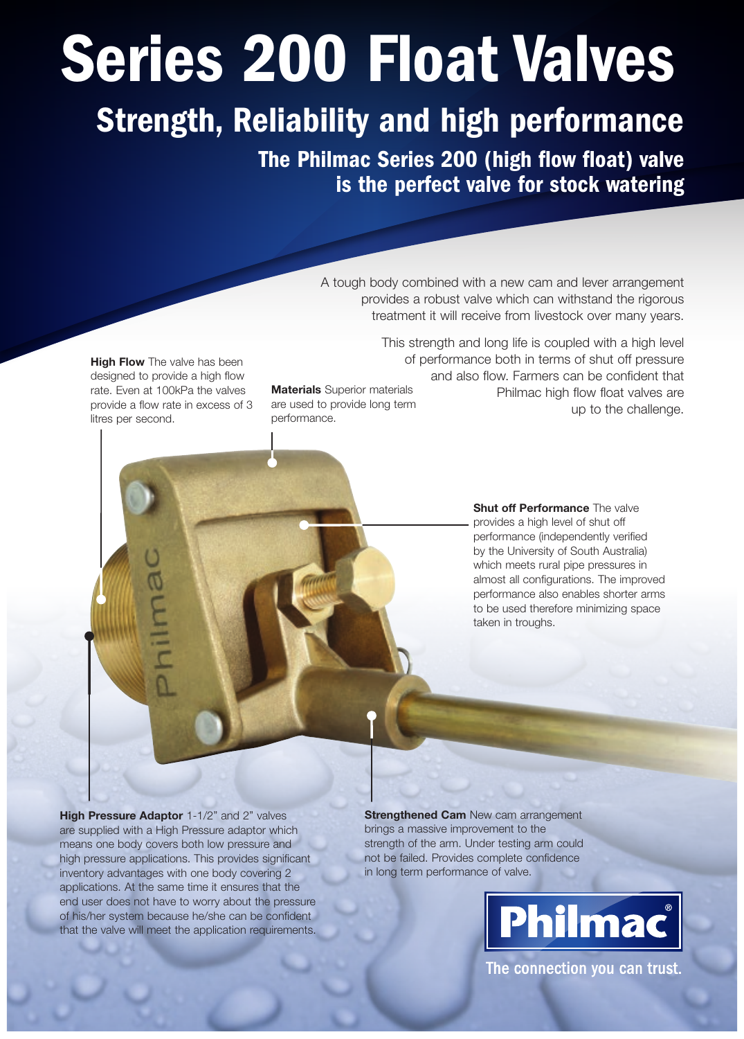# Series 200 Float Valves

## Strength, Reliability and high performance

### The Philmac Series 200 (high flow float) valve is the perfect valve for stock watering

A tough body combined with a new cam and lever arrangement provides a robust valve which can withstand the rigorous treatment it will receive from livestock over many years.

This strength and long life is coupled with a high level of performance both in terms of shut off pressure and also flow. Farmers can be confident that Philmac high flow float valves are up to the challenge.

**High Flow** The valve has been designed to provide a high flow rate. Even at 100kPa the valves provide a flow rate in excess of 3 litres per second.

**Materials** Superior materials are used to provide long term performance.

**Shut off Performance** The valve provides a high level of shut off performance (independently verified by the University of South Australia) which meets rural pipe pressures in almost all configurations. The improved performance also enables shorter arms to be used therefore minimizing space taken in troughs.

**High Pressure Adaptor** 1-1/2" and 2" valves are supplied with a High Pressure adaptor which means one body covers both low pressure and high pressure applications. This provides significant inventory advantages with one body covering 2 applications. At the same time it ensures that the end user does not have to worry about the pressure of his/her system because he/she can be confident that the valve will meet the application requirements.

**Strengthened Cam** New cam arrangement brings a massive improvement to the strength of the arm. Under testing arm could not be failed. Provides complete confidence in long term performance of valve.

**Philmac®**

The connection you can trust.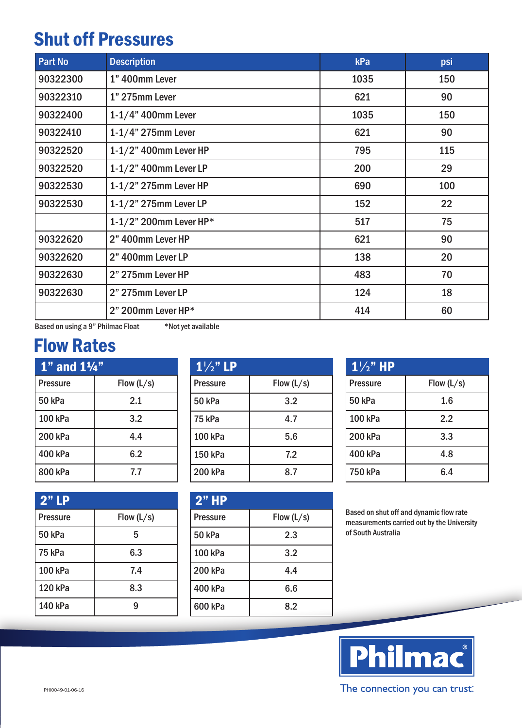# Shut off Pressures

| Part No | Description | kPa | psi |
|---|---|---|---|
| 90322300 | 1" 400mm Lever | 1035 | 150 |
| 90322310 | 1" 275mm Lever | 621 | 90 |
| 90322400 | 1-1/4" 400mm Lever | 1035 | 150 |
| 90322410 | 1-1/4" 275mm Lever | 621 | 90 |
| 90322520 | 1-1/2" 400mm Lever HP | 795 | 115 |
| 90322520 | 1-1/2" 400mm Lever LP | 200 | 29 |
| 90322530 | 1-1/2" 275mm Lever HP | 690 | 100 |
| 90322530 | 1-1/2" 275mm Lever LP | 152 | 22 |
| | 1-1/2" 200mm Lever HP* | 517 | 75 |
| 90322620 | 2" 400mm Lever HP | 621 | 90 |
| 90322620 | 2" 400mm Lever LP | 138 | 20 |
| 90322630 | 2" 275mm Lever HP | 483 | 70 |
| 90322630 | 2" 275mm Lever LP | 124 | 18 |
| | 2" 200mm Lever HP* | 414 | 60 |

Based on using a 9" Philmac Float    *Not yet available

# Flow Rates

### 1" and 1¼"

| Pressure | Flow (L/s) |
|---|---|
| 50 kPa | 2.1 |
| 100 kPa | 3.2 |
| 200 kPa | 4.4 |
| 400 kPa | 6.2 |
| 800 kPa | 7.7 |

### 1½" LP

| Pressure | Flow (L/s) |
|---|---|
| 50 kPa | 3.2 |
| 75 kPa | 4.7 |
| 100 kPa | 5.6 |
| 150 kPa | 7.2 |
| 200 kPa | 8.7 |

### 1½" HP

| Pressure | Flow (L/s) |
|---|---|
| 50 kPa | 1.6 |
| 100 kPa | 2.2 |
| 200 kPa | 3.3 |
| 400 kPa | 4.8 |
| 750 kPa | 6.4 |

### 2" LP

| Pressure | Flow (L/s) |
|---|---|
| 50 kPa | 5 |
| 75 kPa | 6.3 |
| 100 kPa | 7.4 |
| 120 kPa | 8.3 |
| 140 kPa | 9 |

### 2" HP

| Pressure | Flow (L/s) |
|---|---|
| 50 kPa | 2.3 |
| 100 kPa | 3.2 |
| 200 kPa | 4.4 |
| 400 kPa | 6.6 |
| 600 kPa | 8.2 |

Based on shut off and dynamic flow rate measurements carried out by the University of South Australia

Philmac®

The connection you can trust.

PHI0049-01-06-16